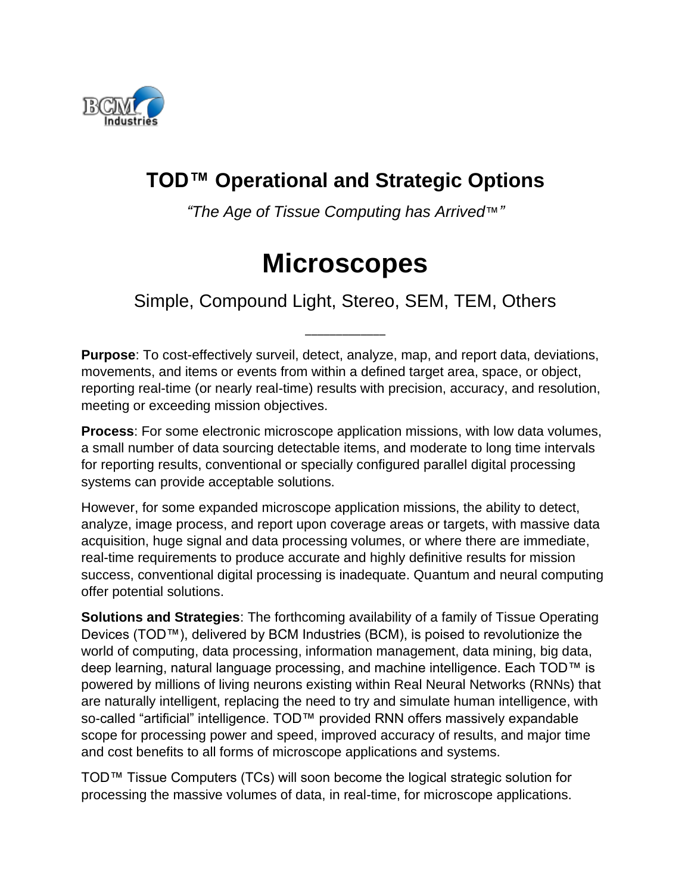# TOD™ Operational and Strategic Options

*"The Age of Tissue Computing has Arrived™"*

# Microscopes

## Simple, Compound Light, Stereo, SEM, TEM, Others

---

**Purpose**: To cost-effectively surveil, detect, analyze, map, and report data, deviations, movements, and items or events from within a defined target area, space, or object, reporting real-time (or nearly real-time) results with precision, accuracy, and resolution, meeting or exceeding mission objectives.

**Process**: For some electronic microscope application missions, with low data volumes, a small number of data sourcing detectable items, and moderate to long time intervals for reporting results, conventional or specially configured parallel digital processing systems can provide acceptable solutions.

However, for some expanded microscope application missions, the ability to detect, analyze, image process, and report upon coverage areas or targets, with massive data acquisition, huge signal and data processing volumes, or where there are immediate, real-time requirements to produce accurate and highly definitive results for mission success, conventional digital processing is inadequate. Quantum and neural computing offer potential solutions.

**Solutions and Strategies**: The forthcoming availability of a family of Tissue Operating Devices (TOD™), delivered by BCM Industries (BCM), is poised to revolutionize the world of computing, data processing, information management, data mining, big data, deep learning, natural language processing, and machine intelligence. Each TOD™ is powered by millions of living neurons existing within Real Neural Networks (RNNs) that are naturally intelligent, replacing the need to try and simulate human intelligence, with so-called "artificial" intelligence. TOD™ provided RNN offers massively expandable scope for processing power and speed, improved accuracy of results, and major time and cost benefits to all forms of microscope applications and systems.

TOD™ Tissue Computers (TCs) will soon become the logical strategic solution for processing the massive volumes of data, in real-time, for microscope applications.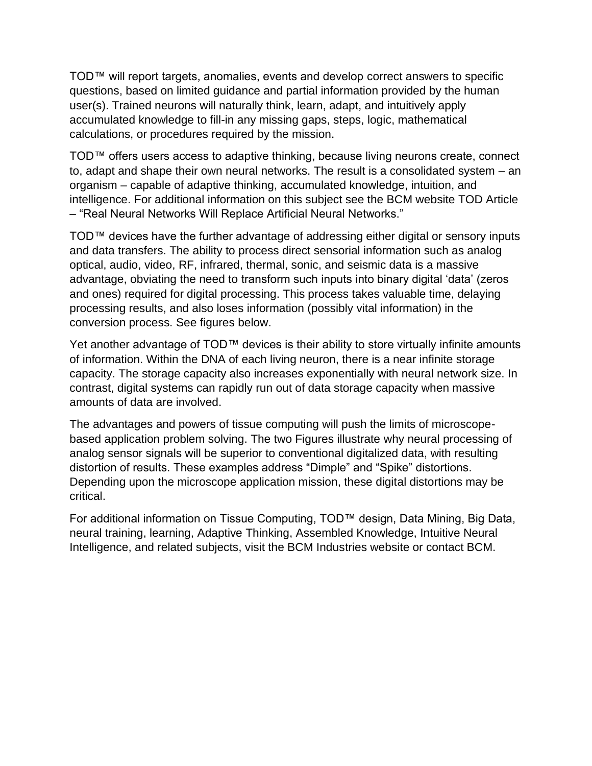TOD™ will report targets, anomalies, events and develop correct answers to specific questions, based on limited guidance and partial information provided by the human user(s). Trained neurons will naturally think, learn, adapt, and intuitively apply accumulated knowledge to fill-in any missing gaps, steps, logic, mathematical calculations, or procedures required by the mission.

TOD™ offers users access to adaptive thinking, because living neurons create, connect to, adapt and shape their own neural networks. The result is a consolidated system – an organism – capable of adaptive thinking, accumulated knowledge, intuition, and intelligence. For additional information on this subject see the BCM website TOD Article – "Real Neural Networks Will Replace Artificial Neural Networks."

TOD™ devices have the further advantage of addressing either digital or sensory inputs and data transfers. The ability to process direct sensorial information such as analog optical, audio, video, RF, infrared, thermal, sonic, and seismic data is a massive advantage, obviating the need to transform such inputs into binary digital 'data' (zeros and ones) required for digital processing. This process takes valuable time, delaying processing results, and also loses information (possibly vital information) in the conversion process. See figures below.

Yet another advantage of TOD™ devices is their ability to store virtually infinite amounts of information. Within the DNA of each living neuron, there is a near infinite storage capacity. The storage capacity also increases exponentially with neural network size. In contrast, digital systems can rapidly run out of data storage capacity when massive amounts of data are involved.

The advantages and powers of tissue computing will push the limits of microscope-based application problem solving. The two Figures illustrate why neural processing of analog sensor signals will be superior to conventional digitalized data, with resulting distortion of results. These examples address "Dimple" and "Spike" distortions. Depending upon the microscope application mission, these digital distortions may be critical.

For additional information on Tissue Computing, TOD™ design, Data Mining, Big Data, neural training, learning, Adaptive Thinking, Assembled Knowledge, Intuitive Neural Intelligence, and related subjects, visit the BCM Industries website or contact BCM.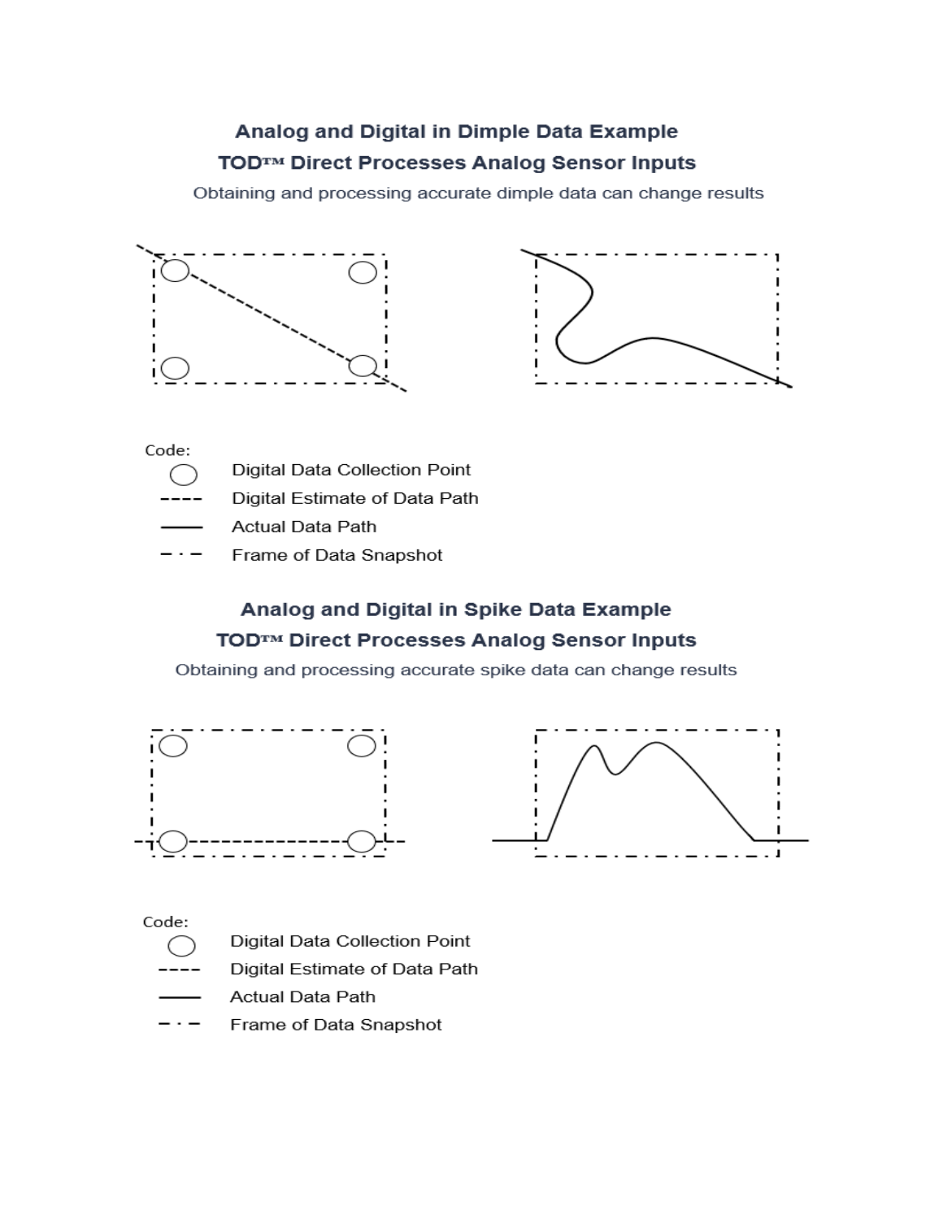## Analog and Digital in Dimple Data Example

### TOD™ Direct Processes Analog Sensor Inputs

Obtaining and processing accurate dimple data can change results

Code:

- ○ Digital Data Collection Point
- ---- Digital Estimate of Data Path
- —— Actual Data Path
- — · — Frame of Data Snapshot

## Analog and Digital in Spike Data Example

### TOD™ Direct Processes Analog Sensor Inputs

Obtaining and processing accurate spike data can change results

Code:

- ○ Digital Data Collection Point
- ---- Digital Estimate of Data Path
- —— Actual Data Path
- — · — Frame of Data Snapshot